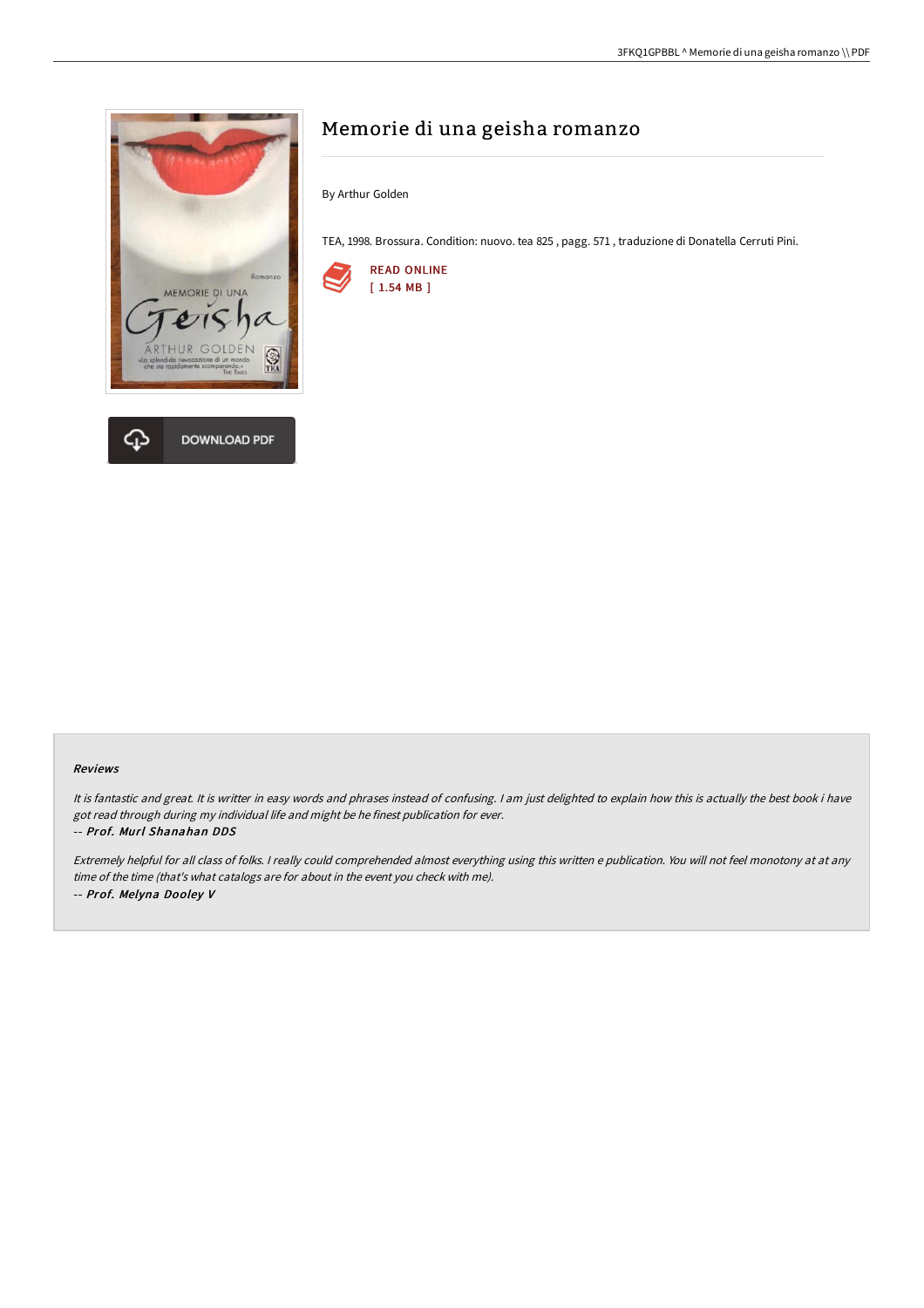# Memorie di una geisha romanzo

By Arthur Golden

TEA, 1998. Brossura. Condition: nuovo. tea 825 , pagg. 571 , traduzione di Donatella Cerruti Pini.

READ ONLINE
[ 1.54 MB ]

DOWNLOAD PDF

### Reviews

*It is fantastic and great. It is writter in easy words and phrases instead of confusing. I am just delighted to explain how this is actually the best book i have got read through during my individual life and might be he finest publication for ever.*

*-- **Prof. Murl Shanahan DDS***

*Extremely helpful for all class of folks. I really could comprehended almost everything using this written e publication. You will not feel monotony at at any time of the time (that's what catalogs are for about in the event you check with me).*

*-- **Prof. Melyna Dooley V***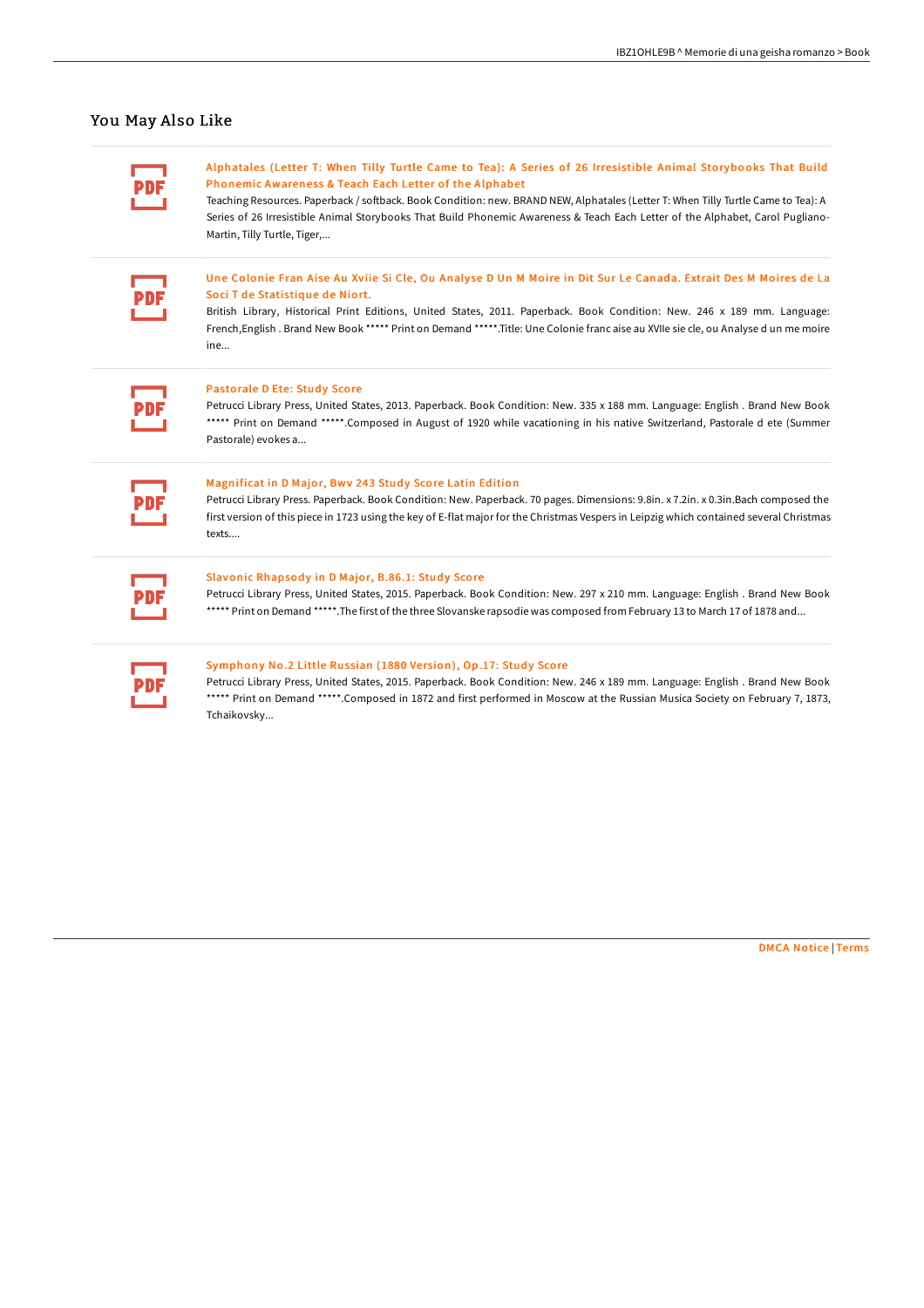## You May Also Like

**Alphatales (Letter T: When Tilly Turtle Came to Tea): A Series of 26 Irresistible Animal Storybooks That Build Phonemic Awareness & Teach Each Letter of the Alphabet**

Teaching Resources. Paperback / softback. Book Condition: new. BRAND NEW, Alphatales (Letter T: When Tilly Turtle Came to Tea): A Series of 26 Irresistible Animal Storybooks That Build Phonemic Awareness & Teach Each Letter of the Alphabet, Carol Pugliano-Martin, Tilly Turtle, Tiger,...

**Une Colonie Fran Aise Au Xviie Si Cle, Ou Analyse D Un M Moire in Dit Sur Le Canada. Extrait Des M Moires de La Soci T de Statistique de Niort.**

British Library, Historical Print Editions, United States, 2011. Paperback. Book Condition: New. 246 x 189 mm. Language: French,English . Brand New Book ***** Print on Demand *****.Title: Une Colonie franc aise au XVIIe sie cle, ou Analyse d un me moire ine...

**Pastorale D Ete: Study Score**

Petrucci Library Press, United States, 2013. Paperback. Book Condition: New. 335 x 188 mm. Language: English . Brand New Book ***** Print on Demand *****.Composed in August of 1920 while vacationing in his native Switzerland, Pastorale d ete (Summer Pastorale) evokes a...

**Magnificat in D Major, Bwv 243 Study Score Latin Edition**

Petrucci Library Press. Paperback. Book Condition: New. Paperback. 70 pages. Dimensions: 9.8in. x 7.2in. x 0.3in.Bach composed the first version of this piece in 1723 using the key of E-flat major for the Christmas Vespers in Leipzig which contained several Christmas texts....

**Slavonic Rhapsody in D Major, B.86.1: Study Score**

Petrucci Library Press, United States, 2015. Paperback. Book Condition: New. 297 x 210 mm. Language: English . Brand New Book ***** Print on Demand *****.The first of the three Slovanske rapsodie was composed from February 13 to March 17 of 1878 and...

**Symphony No.2 Little Russian (1880 Version), Op.17: Study Score**

Petrucci Library Press, United States, 2015. Paperback. Book Condition: New. 246 x 189 mm. Language: English . Brand New Book ***** Print on Demand *****.Composed in 1872 and first performed in Moscow at the Russian Musica Society on February 7, 1873, Tchaikovsky...

DMCA Notice | Terms